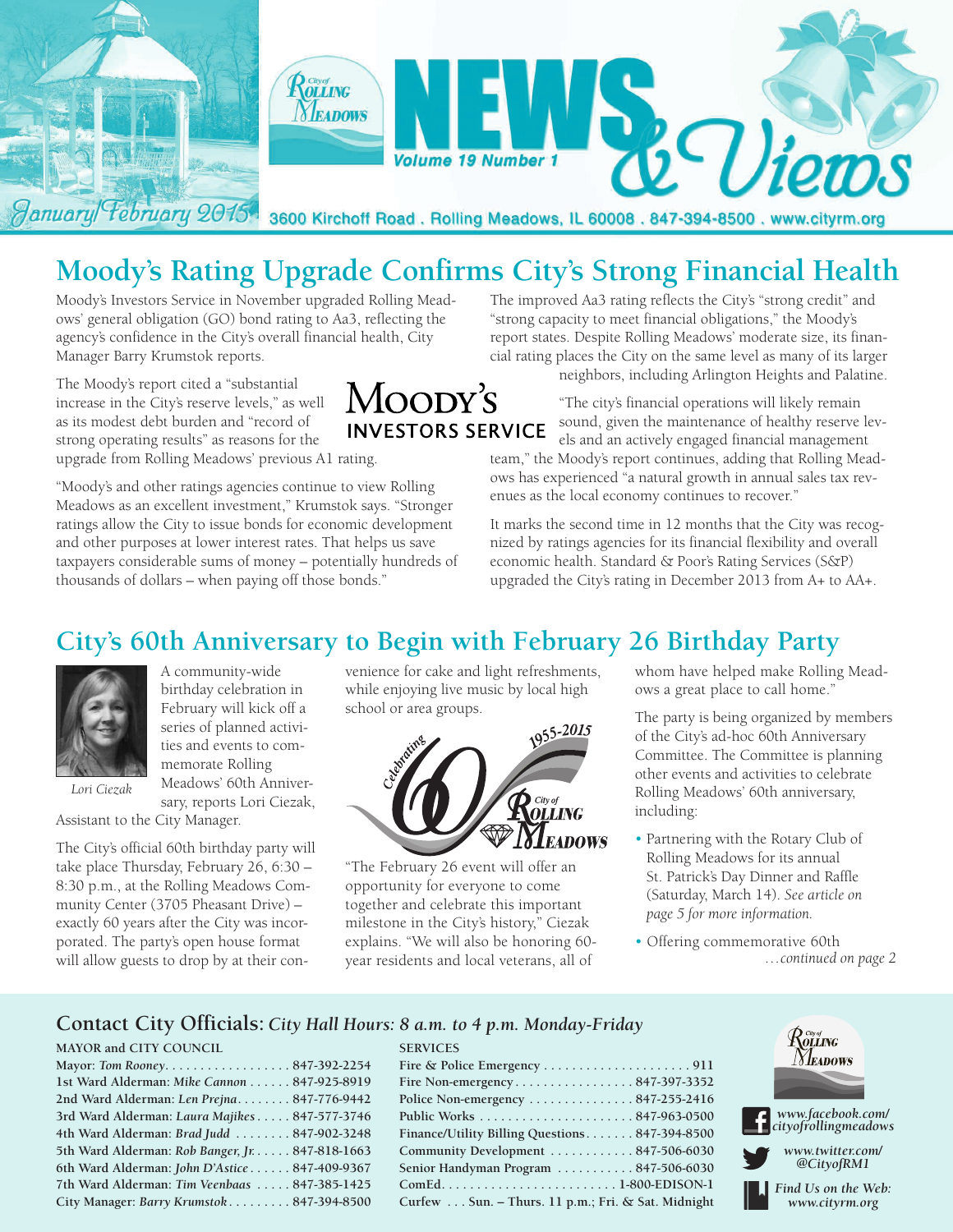# NEWS & Views

Volume 19 Number 1

January/February 2015

3600 Kirchoff Road . Rolling Meadows, IL 60008 . 847-394-8500 . www.cityrm.org

## Moody's Rating Upgrade Confirms City's Strong Financial Health

Moody's Investors Service in November upgraded Rolling Meadows' general obligation (GO) bond rating to Aa3, reflecting the agency's confidence in the City's overall financial health, City Manager Barry Krumstok reports.

The Moody's report cited a "substantial increase in the City's reserve levels," as well as its modest debt burden and "record of strong operating results" as reasons for the upgrade from Rolling Meadows' previous A1 rating.

"Moody's and other ratings agencies continue to view Rolling Meadows as an excellent investment," Krumstok says. "Stronger ratings allow the City to issue bonds for economic development and other purposes at lower interest rates. That helps us save taxpayers considerable sums of money – potentially hundreds of thousands of dollars – when paying off those bonds."

The improved Aa3 rating reflects the City's "strong credit" and "strong capacity to meet financial obligations," the Moody's report states. Despite Rolling Meadows' moderate size, its financial rating places the City on the same level as many of its larger neighbors, including Arlington Heights and Palatine.

"The city's financial operations will likely remain sound, given the maintenance of healthy reserve levels and an actively engaged financial management team," the Moody's report continues, adding that Rolling Meadows has experienced "a natural growth in annual sales tax revenues as the local economy continues to recover."

It marks the second time in 12 months that the City was recognized by ratings agencies for its financial flexibility and overall economic health. Standard & Poor's Rating Services (S&P) upgraded the City's rating in December 2013 from A+ to AA+.

## City's 60th Anniversary to Begin with February 26 Birthday Party

*Lori Ciezak*

A community-wide birthday celebration in February will kick off a series of planned activities and events to commemorate Rolling Meadows' 60th Anniversary, reports Lori Ciezak, Assistant to the City Manager.

The City's official 60th birthday party will take place Thursday, February 26, 6:30 – 8:30 p.m., at the Rolling Meadows Community Center (3705 Pheasant Drive) – exactly 60 years after the City was incorporated. The party's open house format will allow guests to drop by at their convenience for cake and light refreshments, while enjoying live music by local high school or area groups.

Celebrating 60 1955-2015 City of Rolling Meadows

"The February 26 event will offer an opportunity for everyone to come together and celebrate this important milestone in the City's history," Ciezak explains. "We will also be honoring 60-year residents and local veterans, all of whom have helped make Rolling Meadows a great place to call home."

The party is being organized by members of the City's ad-hoc 60th Anniversary Committee. The Committee is planning other events and activities to celebrate Rolling Meadows' 60th anniversary, including:

- Partnering with the Rotary Club of Rolling Meadows for its annual St. Patrick's Day Dinner and Raffle (Saturday, March 14). *See article on page 5 for more information.*
- Offering commemorative 60th

*…continued on page 2*

## Contact City Officials: *City Hall Hours: 8 a.m. to 4 p.m. Monday-Friday*

**MAYOR and CITY COUNCIL**

| | |
|---|---|
| **Mayor:** *Tom Rooney* | 847-392-2254 |
| **1st Ward Alderman:** *Mike Cannon* | 847-925-8919 |
| **2nd Ward Alderman:** *Len Prejna* | 847-776-9442 |
| **3rd Ward Alderman:** *Laura Majikes* | 847-577-3746 |
| **4th Ward Alderman:** *Brad Judd* | 847-902-3248 |
| **5th Ward Alderman:** *Rob Banger, Jr.* | 847-818-1663 |
| **6th Ward Alderman:** *John D'Astice* | 847-409-9367 |
| **7th Ward Alderman:** *Tim Veenbaas* | 847-385-1425 |
| **City Manager:** *Barry Krumstok* | 847-394-8500 |

**SERVICES**

| | |
|---|---|
| Fire & Police Emergency | 911 |
| Fire Non-emergency | 847-397-3352 |
| Police Non-emergency | 847-255-2416 |
| Public Works | 847-963-0500 |
| Finance/Utility Billing Questions | 847-394-8500 |
| Community Development | 847-506-6030 |
| Senior Handyman Program | 847-506-6030 |
| ComEd | 1-800-EDISON-1 |
| Curfew | Sun. – Thurs. 11 p.m.; Fri. & Sat. Midnight |

*www.facebook.com/cityofrollingmeadows*

*www.twitter.com/@CityofRM1*

*Find Us on the Web: www.cityrm.org*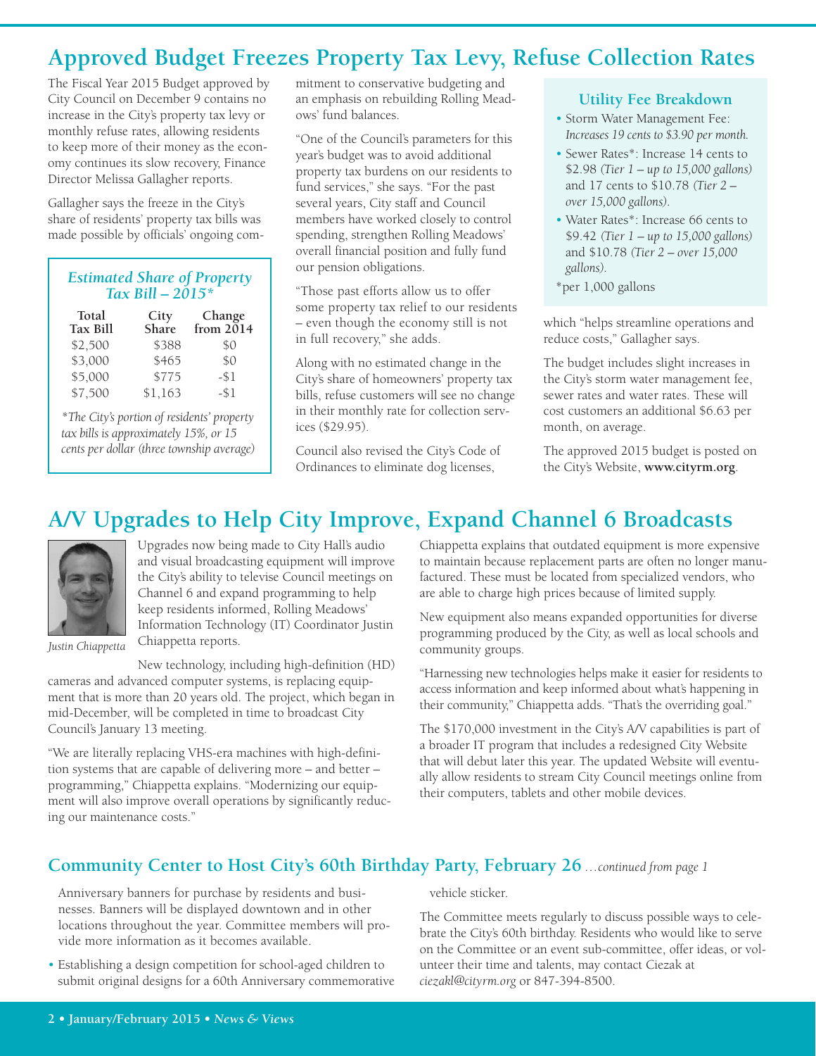## Approved Budget Freezes Property Tax Levy, Refuse Collection Rates

The Fiscal Year 2015 Budget approved by City Council on December 9 contains no increase in the City's property tax levy or monthly refuse rates, allowing residents to keep more of their money as the economy continues its slow recovery, Finance Director Melissa Gallagher reports.

Gallagher says the freeze in the City's share of residents' property tax bills was made possible by officials' ongoing commitment to conservative budgeting and an emphasis on rebuilding Rolling Meadows' fund balances.

*Estimated Share of Property Tax Bill – 2015**

| Total Tax Bill | City Share | Change from 2014 |
|---|---|---|
| $2,500 | $388 | $0 |
| $3,000 | $465 | $0 |
| $5,000 | $775 | -$1 |
| $7,500 | $1,163 | -$1 |

**The City's portion of residents' property tax bills is approximately 15%, or 15 cents per dollar (three township average)*

"One of the Council's parameters for this year's budget was to avoid additional property tax burdens on our residents to fund services," she says. "For the past several years, City staff and Council members have worked closely to control spending, strengthen Rolling Meadows' overall financial position and fully fund our pension obligations.

"Those past efforts allow us to offer some property tax relief to our residents – even though the economy still is not in full recovery," she adds.

Along with no estimated change in the City's share of homeowners' property tax bills, refuse customers will see no change in their monthly rate for collection services ($29.95).

Council also revised the City's Code of Ordinances to eliminate dog licenses, which "helps streamline operations and reduce costs," Gallagher says.

### Utility Fee Breakdown

- Storm Water Management Fee: *Increases 19 cents to $3.90 per month.*
- Sewer Rates*: Increase 14 cents to $2.98 *(Tier 1 – up to 15,000 gallons)* and 17 cents to $10.78 *(Tier 2 – over 15,000 gallons)*.
- Water Rates*: Increase 66 cents to $9.42 *(Tier 1 – up to 15,000 gallons)* and $10.78 *(Tier 2 – over 15,000 gallons)*.

*per 1,000 gallons

The budget includes slight increases in the City's storm water management fee, sewer rates and water rates. These will cost customers an additional $6.63 per month, on average.

The approved 2015 budget is posted on the City's Website, **www.cityrm.org**.

## A/V Upgrades to Help City Improve, Expand Channel 6 Broadcasts

*Justin Chiappetta*

Upgrades now being made to City Hall's audio and visual broadcasting equipment will improve the City's ability to televise Council meetings on Channel 6 and expand programming to help keep residents informed, Rolling Meadows' Information Technology (IT) Coordinator Justin Chiappetta reports.

New technology, including high-definition (HD) cameras and advanced computer systems, is replacing equipment that is more than 20 years old. The project, which began in mid-December, will be completed in time to broadcast City Council's January 13 meeting.

"We are literally replacing VHS-era machines with high-definition systems that are capable of delivering more – and better – programming," Chiappetta explains. "Modernizing our equipment will also improve overall operations by significantly reducing our maintenance costs."

Chiappetta explains that outdated equipment is more expensive to maintain because replacement parts are often no longer manufactured. These must be located from specialized vendors, who are able to charge high prices because of limited supply.

New equipment also means expanded opportunities for diverse programming produced by the City, as well as local schools and community groups.

"Harnessing new technologies helps make it easier for residents to access information and keep informed about what's happening in their community," Chiappetta adds. "That's the overriding goal."

The $170,000 investment in the City's A/V capabilities is part of a broader IT program that includes a redesigned City Website that will debut later this year. The updated Website will eventually allow residents to stream City Council meetings online from their computers, tablets and other mobile devices.

### Community Center to Host City's 60th Birthday Party, February 26 *…continued from page 1*

Anniversary banners for purchase by residents and businesses. Banners will be displayed downtown and in other locations throughout the year. Committee members will provide more information as it becomes available.

- Establishing a design competition for school-aged children to submit original designs for a 60th Anniversary commemorative vehicle sticker.

The Committee meets regularly to discuss possible ways to celebrate the City's 60th birthday. Residents who would like to serve on the Committee or an event sub-committee, offer ideas, or volunteer their time and talents, may contact Ciezak at *ciezakl@cityrm.org* or 847-394-8500.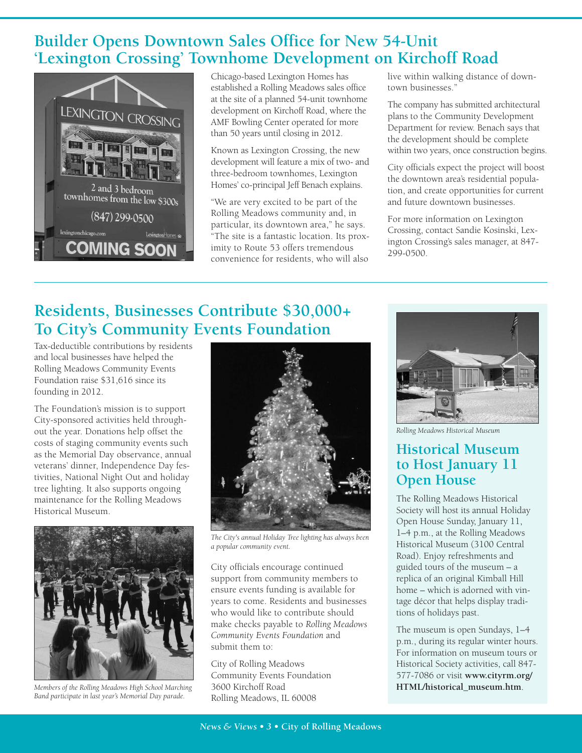## Builder Opens Downtown Sales Office for New 54-Unit 'Lexington Crossing' Townhome Development on Kirchoff Road

Chicago-based Lexington Homes has established a Rolling Meadows sales office at the site of a planned 54-unit townhome development on Kirchoff Road, where the AMF Bowling Center operated for more than 50 years until closing in 2012.

Known as Lexington Crossing, the new development will feature a mix of two- and three-bedroom townhomes, Lexington Homes' co-principal Jeff Benach explains.

"We are very excited to be part of the Rolling Meadows community and, in particular, its downtown area," he says. "The site is a fantastic location. Its proximity to Route 53 offers tremendous convenience for residents, who will also live within walking distance of downtown businesses."

The company has submitted architectural plans to the Community Development Department for review. Benach says that the development should be complete within two years, once construction begins.

City officials expect the project will boost the downtown area's residential population, and create opportunities for current and future downtown businesses.

For more information on Lexington Crossing, contact Sandie Kosinski, Lexington Crossing's sales manager, at 847-299-0500.

## Residents, Businesses Contribute $30,000+ To City's Community Events Foundation

Tax-deductible contributions by residents and local businesses have helped the Rolling Meadows Community Events Foundation raise $31,616 since its founding in 2012.

The Foundation's mission is to support City-sponsored activities held throughout the year. Donations help offset the costs of staging community events such as the Memorial Day observance, annual veterans' dinner, Independence Day festivities, National Night Out and holiday tree lighting. It also supports ongoing maintenance for the Rolling Meadows Historical Museum.

*Members of the Rolling Meadows High School Marching Band participate in last year's Memorial Day parade.*

*The City's annual Holiday Tree lighting has always been a popular community event.*

City officials encourage continued support from community members to ensure events funding is available for years to come. Residents and businesses who would like to contribute should make checks payable to *Rolling Meadows Community Events Foundation* and submit them to:

City of Rolling Meadows
Community Events Foundation
3600 Kirchoff Road
Rolling Meadows, IL 60008

*Rolling Meadows Historical Museum*

## Historical Museum to Host January 11 Open House

The Rolling Meadows Historical Society will host its annual Holiday Open House Sunday, January 11, 1–4 p.m., at the Rolling Meadows Historical Museum (3100 Central Road). Enjoy refreshments and guided tours of the museum – a replica of an original Kimball Hill home – which is adorned with vintage décor that helps display traditions of holidays past.

The museum is open Sundays, 1–4 p.m., during its regular winter hours. For information on museum tours or Historical Society activities, call 847-577-7086 or visit **www.cityrm.org/HTML/historical_museum.htm**.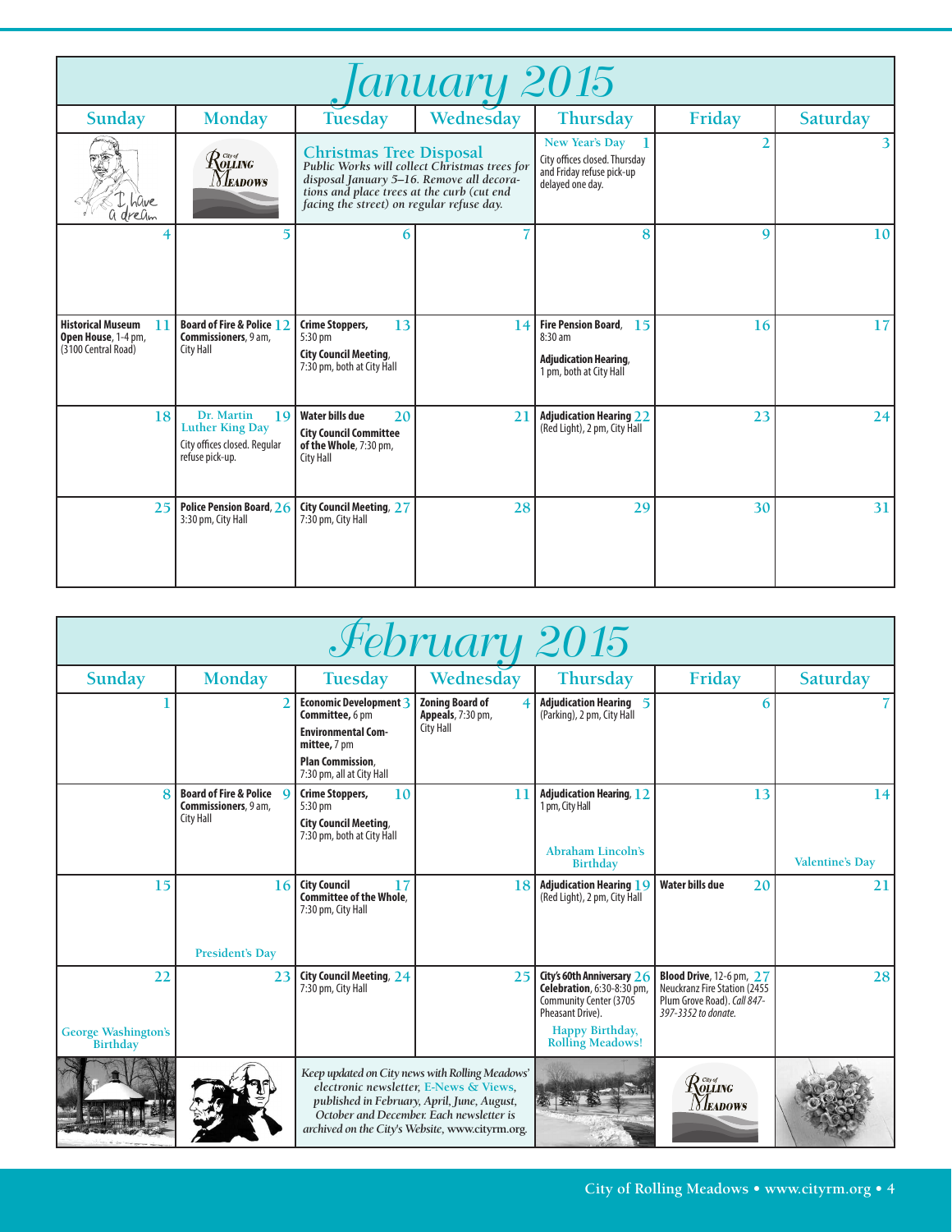# January 2015

| Sunday | Monday | Tuesday | Wednesday | Thursday | Friday | Saturday |
|---|---|---|---|---|---|---|
| I have a dream | City of Rolling Meadows | **Christmas Tree Disposal** *Public Works will collect Christmas trees for disposal January 5–16. Remove all decorations and place trees at the curb (cut end facing the street) on regular refuse day.* | | 1 New Year's Day City offices closed. Thursday and Friday refuse pick-up delayed one day. | 2 | 3 |
| 4 | 5 | 6 | 7 | 8 | 9 | 10 |
| 11 **Historical Museum Open House**, 1-4 pm, (3100 Central Road) | 12 **Board of Fire & Police Commissioners**, 9 am, City Hall | 13 **Crime Stoppers**, 5:30 pm **City Council Meeting**, 7:30 pm, both at City Hall | 14 | 15 **Fire Pension Board**, 8:30 am **Adjudication Hearing**, 1 pm, both at City Hall | 16 | 17 |
| 18 | 19 Dr. Martin Luther King Day City offices closed. Regular refuse pick-up. | 20 **Water bills due** **City Council Committee of the Whole**, 7:30 pm, City Hall | 21 | 22 **Adjudication Hearing** (Red Light), 2 pm, City Hall | 23 | 24 |
| 25 | 26 **Police Pension Board**, 3:30 pm, City Hall | 27 **City Council Meeting**, 7:30 pm, City Hall | 28 | 29 | 30 | 31 |

# February 2015

| Sunday | Monday | Tuesday | Wednesday | Thursday | Friday | Saturday |
|---|---|---|---|---|---|---|
| 1 | 2 | 3 **Economic Development Committee**, 6 pm **Environmental Committee**, 7 pm **Plan Commission**, 7:30 pm, all at City Hall | 4 **Zoning Board of Appeals**, 7:30 pm, City Hall | 5 **Adjudication Hearing** (Parking), 2 pm, City Hall | 6 | 7 |
| 8 | 9 **Board of Fire & Police Commissioners**, 9 am, City Hall | 10 **Crime Stoppers**, 5:30 pm **City Council Meeting**, 7:30 pm, both at City Hall | 11 | 12 **Adjudication Hearing**, 1 pm, City Hall Abraham Lincoln's Birthday | 13 | 14 Valentine's Day |
| 15 | 16 President's Day | 17 **City Council Committee of the Whole**, 7:30 pm, City Hall | 18 | 19 **Adjudication Hearing** (Red Light), 2 pm, City Hall | 20 **Water bills due** | 21 |
| 22 George Washington's Birthday | 23 | 24 **City Council Meeting**, 7:30 pm, City Hall | 25 | 26 **City's 60th Anniversary Celebration**, 6:30-8:30 pm, Community Center (3705 Pheasant Drive). Happy Birthday, Rolling Meadows! | 27 **Blood Drive**, 12-6 pm, Neuckranz Fire Station (2455 Plum Grove Road). *Call 847-397-3352 to donate.* | 28 |
| | | *Keep updated on City news with Rolling Meadows' electronic newsletter, E-News & Views, published in February, April, June, August, October and December. Each newsletter is archived on the City's Website, www.cityrm.org.* | | | City of Rolling Meadows | |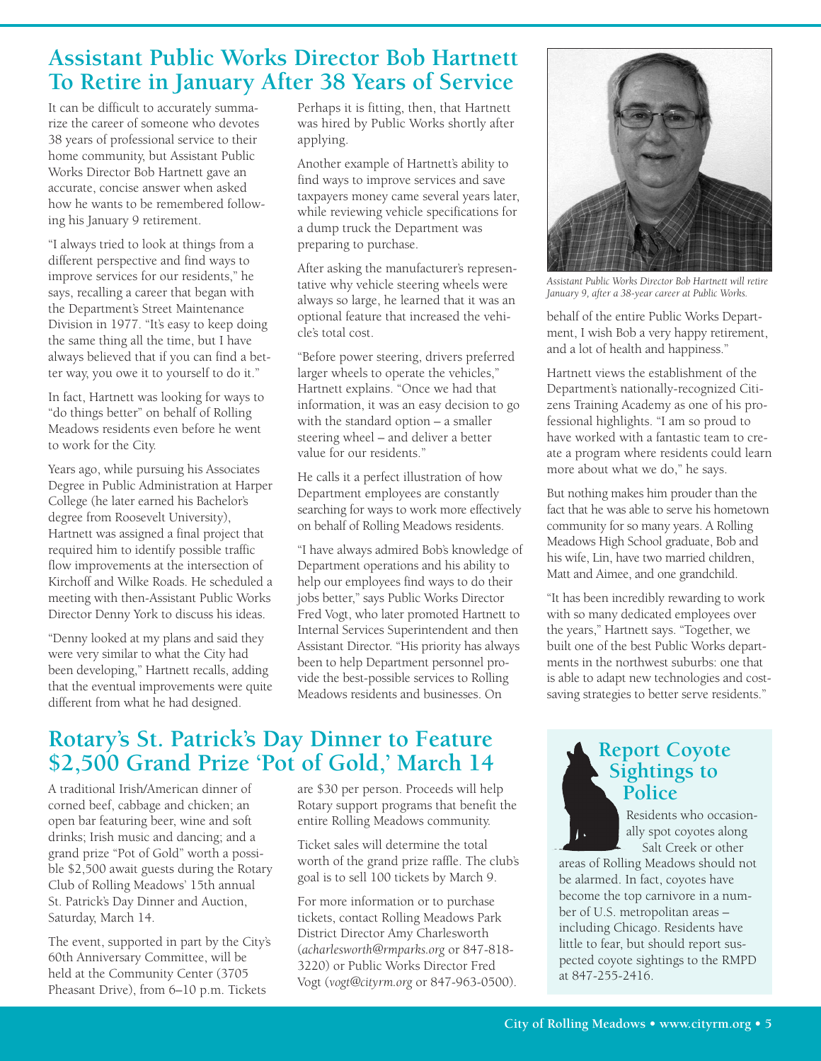## Assistant Public Works Director Bob Hartnett To Retire in January After 38 Years of Service

It can be difficult to accurately summarize the career of someone who devotes 38 years of professional service to their home community, but Assistant Public Works Director Bob Hartnett gave an accurate, concise answer when asked how he wants to be remembered following his January 9 retirement.

"I always tried to look at things from a different perspective and find ways to improve services for our residents," he says, recalling a career that began with the Department's Street Maintenance Division in 1977. "It's easy to keep doing the same thing all the time, but I have always believed that if you can find a better way, you owe it to yourself to do it."

In fact, Hartnett was looking for ways to "do things better" on behalf of Rolling Meadows residents even before he went to work for the City.

Years ago, while pursuing his Associates Degree in Public Administration at Harper College (he later earned his Bachelor's degree from Roosevelt University), Hartnett was assigned a final project that required him to identify possible traffic flow improvements at the intersection of Kirchoff and Wilke Roads. He scheduled a meeting with then-Assistant Public Works Director Denny York to discuss his ideas.

"Denny looked at my plans and said they were very similar to what the City had been developing," Hartnett recalls, adding that the eventual improvements were quite different from what he had designed.

Perhaps it is fitting, then, that Hartnett was hired by Public Works shortly after applying.

Another example of Hartnett's ability to find ways to improve services and save taxpayers money came several years later, while reviewing vehicle specifications for a dump truck the Department was preparing to purchase.

After asking the manufacturer's representative why vehicle steering wheels were always so large, he learned that it was an optional feature that increased the vehicle's total cost.

"Before power steering, drivers preferred larger wheels to operate the vehicles," Hartnett explains. "Once we had that information, it was an easy decision to go with the standard option – a smaller steering wheel – and deliver a better value for our residents."

He calls it a perfect illustration of how Department employees are constantly searching for ways to work more effectively on behalf of Rolling Meadows residents.

"I have always admired Bob's knowledge of Department operations and his ability to help our employees find ways to do their jobs better," says Public Works Director Fred Vogt, who later promoted Hartnett to Internal Services Superintendent and then Assistant Director. "His priority has always been to help Department personnel provide the best-possible services to Rolling Meadows residents and businesses. On behalf of the entire Public Works Department, I wish Bob a very happy retirement, and a lot of health and happiness."

*Assistant Public Works Director Bob Hartnett will retire January 9, after a 38-year career at Public Works.*

Hartnett views the establishment of the Department's nationally-recognized Citizens Training Academy as one of his professional highlights. "I am so proud to have worked with a fantastic team to create a program where residents could learn more about what we do," he says.

But nothing makes him prouder than the fact that he was able to serve his hometown community for so many years. A Rolling Meadows High School graduate, Bob and his wife, Lin, have two married children, Matt and Aimee, and one grandchild.

"It has been incredibly rewarding to work with so many dedicated employees over the years," Hartnett says. "Together, we built one of the best Public Works departments in the northwest suburbs: one that is able to adapt new technologies and cost-saving strategies to better serve residents."

## Rotary's St. Patrick's Day Dinner to Feature $2,500 Grand Prize 'Pot of Gold,' March 14

A traditional Irish/American dinner of corned beef, cabbage and chicken; an open bar featuring beer, wine and soft drinks; Irish music and dancing; and a grand prize "Pot of Gold" worth a possible $2,500 await guests during the Rotary Club of Rolling Meadows' 15th annual St. Patrick's Day Dinner and Auction, Saturday, March 14.

The event, supported in part by the City's 60th Anniversary Committee, will be held at the Community Center (3705 Pheasant Drive), from 6–10 p.m. Tickets are $30 per person. Proceeds will help Rotary support programs that benefit the entire Rolling Meadows community.

Ticket sales will determine the total worth of the grand prize raffle. The club's goal is to sell 100 tickets by March 9.

For more information or to purchase tickets, contact Rolling Meadows Park District Director Amy Charlesworth (*acharlesworth@rmparks.org* or 847-818-3220) or Public Works Director Fred Vogt (*vogt@cityrm.org* or 847-963-0500).

## Report Coyote Sightings to Police

Residents who occasionally spot coyotes along Salt Creek or other areas of Rolling Meadows should not be alarmed. In fact, coyotes have become the top carnivore in a number of U.S. metropolitan areas – including Chicago. Residents have little to fear, but should report suspected coyote sightings to the RMPD at 847-255-2416.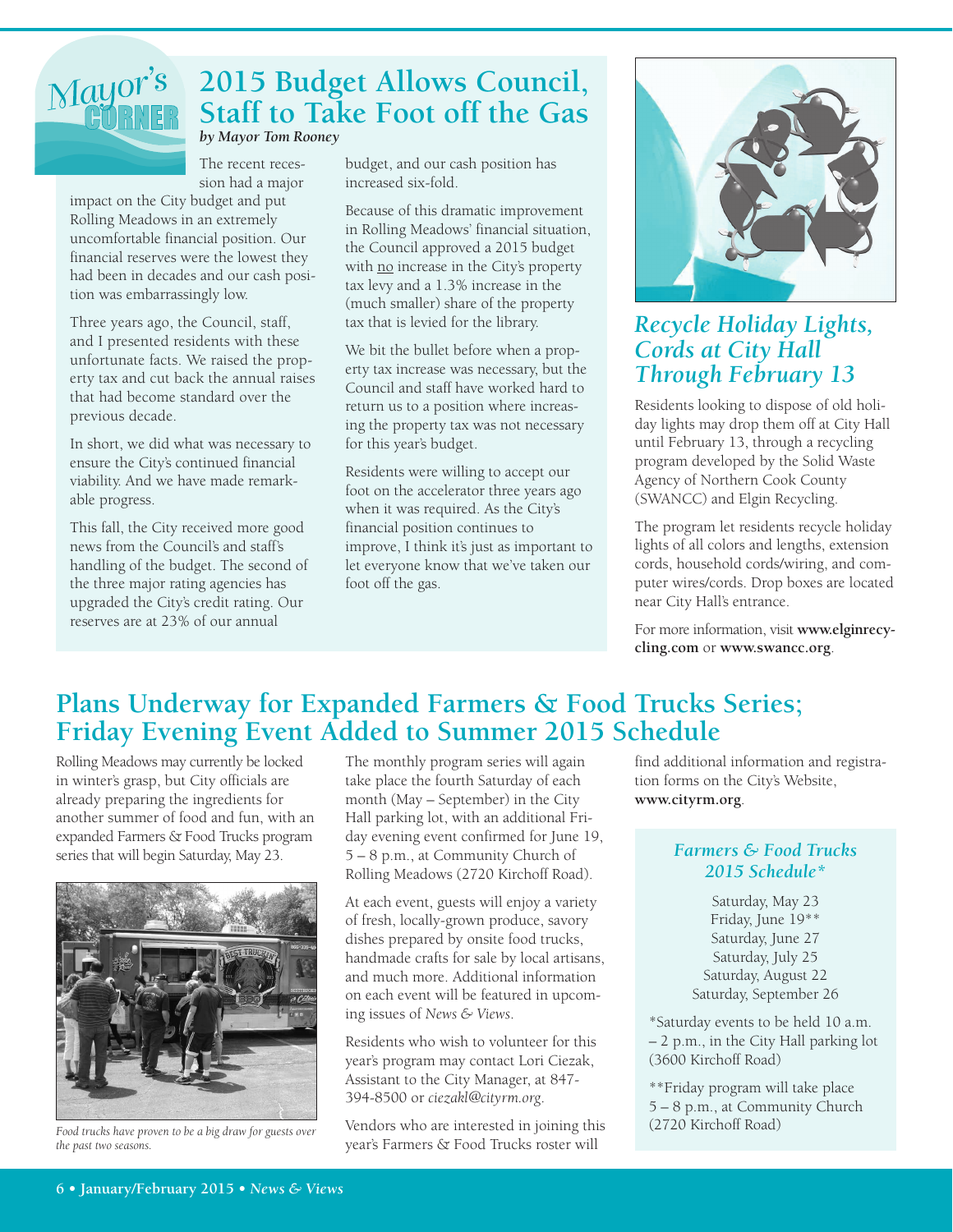Mayor's CORNER

## 2015 Budget Allows Council, Staff to Take Foot off the Gas

*by Mayor Tom Rooney*

The recent recession had a major impact on the City budget and put Rolling Meadows in an extremely uncomfortable financial position. Our financial reserves were the lowest they had been in decades and our cash position was embarrassingly low.

Three years ago, the Council, staff, and I presented residents with these unfortunate facts. We raised the property tax and cut back the annual raises that had become standard over the previous decade.

In short, we did what was necessary to ensure the City's continued financial viability. And we have made remarkable progress.

This fall, the City received more good news from the Council's and staff's handling of the budget. The second of the three major rating agencies has upgraded the City's credit rating. Our reserves are at 23% of our annual budget, and our cash position has increased six-fold.

Because of this dramatic improvement in Rolling Meadows' financial situation, the Council approved a 2015 budget with no increase in the City's property tax levy and a 1.3% increase in the (much smaller) share of the property tax that is levied for the library.

We bit the bullet before when a property tax increase was necessary, but the Council and staff have worked hard to return us to a position where increasing the property tax was not necessary for this year's budget.

Residents were willing to accept our foot on the accelerator three years ago when it was required. As the City's financial position continues to improve, I think it's just as important to let everyone know that we've taken our foot off the gas.

## *Recycle Holiday Lights, Cords at City Hall Through February 13*

Residents looking to dispose of old holiday lights may drop them off at City Hall until February 13, through a recycling program developed by the Solid Waste Agency of Northern Cook County (SWANCC) and Elgin Recycling.

The program let residents recycle holiday lights of all colors and lengths, extension cords, household cords/wiring, and computer wires/cords. Drop boxes are located near City Hall's entrance.

For more information, visit **www.elginrecycling.com** or **www.swancc.org**.

## Plans Underway for Expanded Farmers & Food Trucks Series; Friday Evening Event Added to Summer 2015 Schedule

Rolling Meadows may currently be locked in winter's grasp, but City officials are already preparing the ingredients for another summer of food and fun, with an expanded Farmers & Food Trucks program series that will begin Saturday, May 23.

*Food trucks have proven to be a big draw for guests over the past two seasons.*

The monthly program series will again take place the fourth Saturday of each month (May – September) in the City Hall parking lot, with an additional Friday evening event confirmed for June 19, 5 – 8 p.m., at Community Church of Rolling Meadows (2720 Kirchoff Road).

At each event, guests will enjoy a variety of fresh, locally-grown produce, savory dishes prepared by onsite food trucks, handmade crafts for sale by local artisans, and much more. Additional information on each event will be featured in upcoming issues of *News & Views*.

Residents who wish to volunteer for this year's program may contact Lori Ciezak, Assistant to the City Manager, at 847-394-8500 or *ciezakl@cityrm.org*.

Vendors who are interested in joining this year's Farmers & Food Trucks roster will find additional information and registration forms on the City's Website, **www.cityrm.org**.

### *Farmers & Food Trucks 2015 Schedule**

Saturday, May 23
Friday, June 19**
Saturday, June 27
Saturday, July 25
Saturday, August 22
Saturday, September 26

*Saturday events to be held 10 a.m. – 2 p.m., in the City Hall parking lot (3600 Kirchoff Road)

**Friday program will take place 5 – 8 p.m., at Community Church (2720 Kirchoff Road)